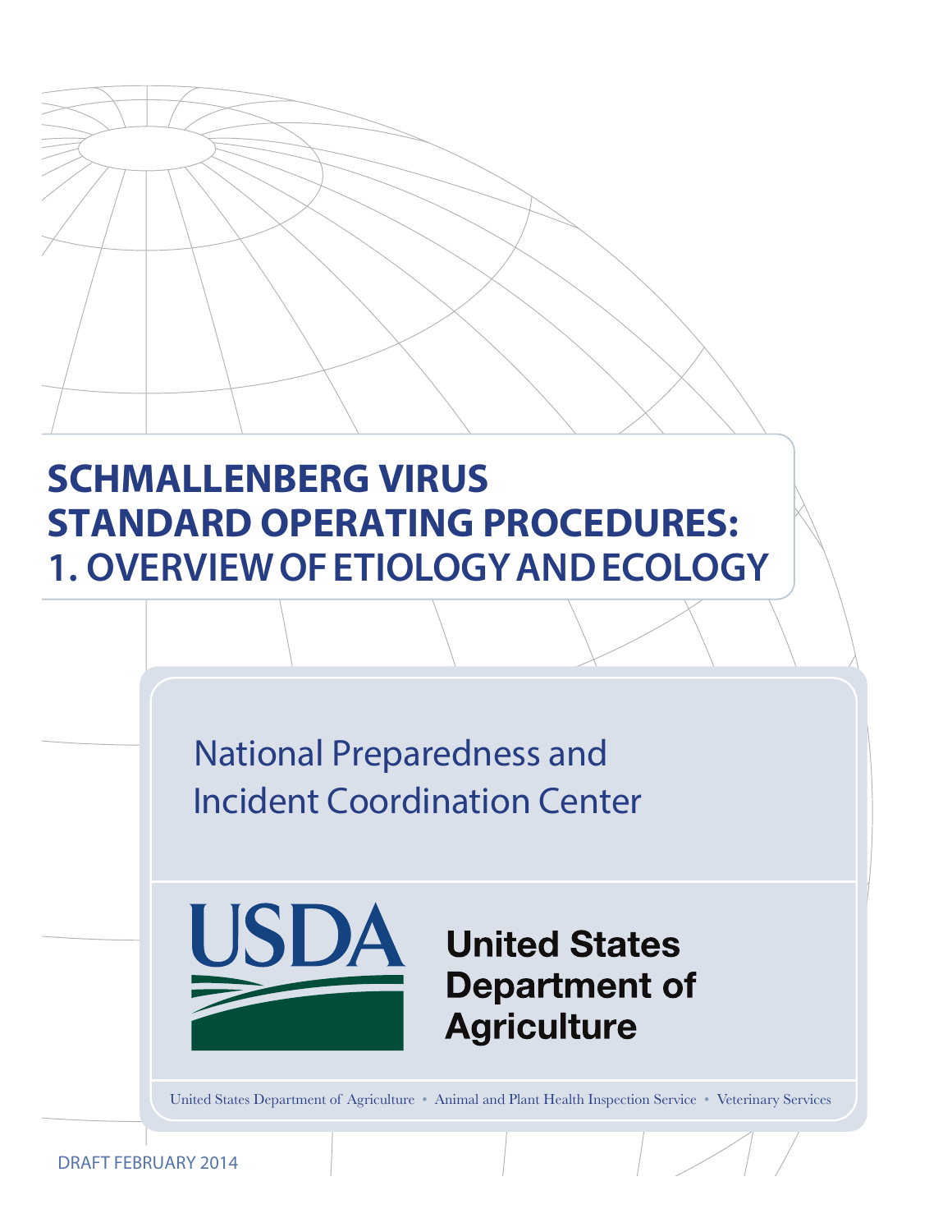# SCHMALLENBERG VIRUS STANDARD OPERATING PROCEDURES: 1. OVERVIEW OF ETIOLOGY AND ECOLOGY

National Preparedness and Incident Coordination Center

USDA

United States Department of Agriculture

United States Department of Agriculture • Animal and Plant Health Inspection Service • Veterinary Services

DRAFT FEBRUARY 2014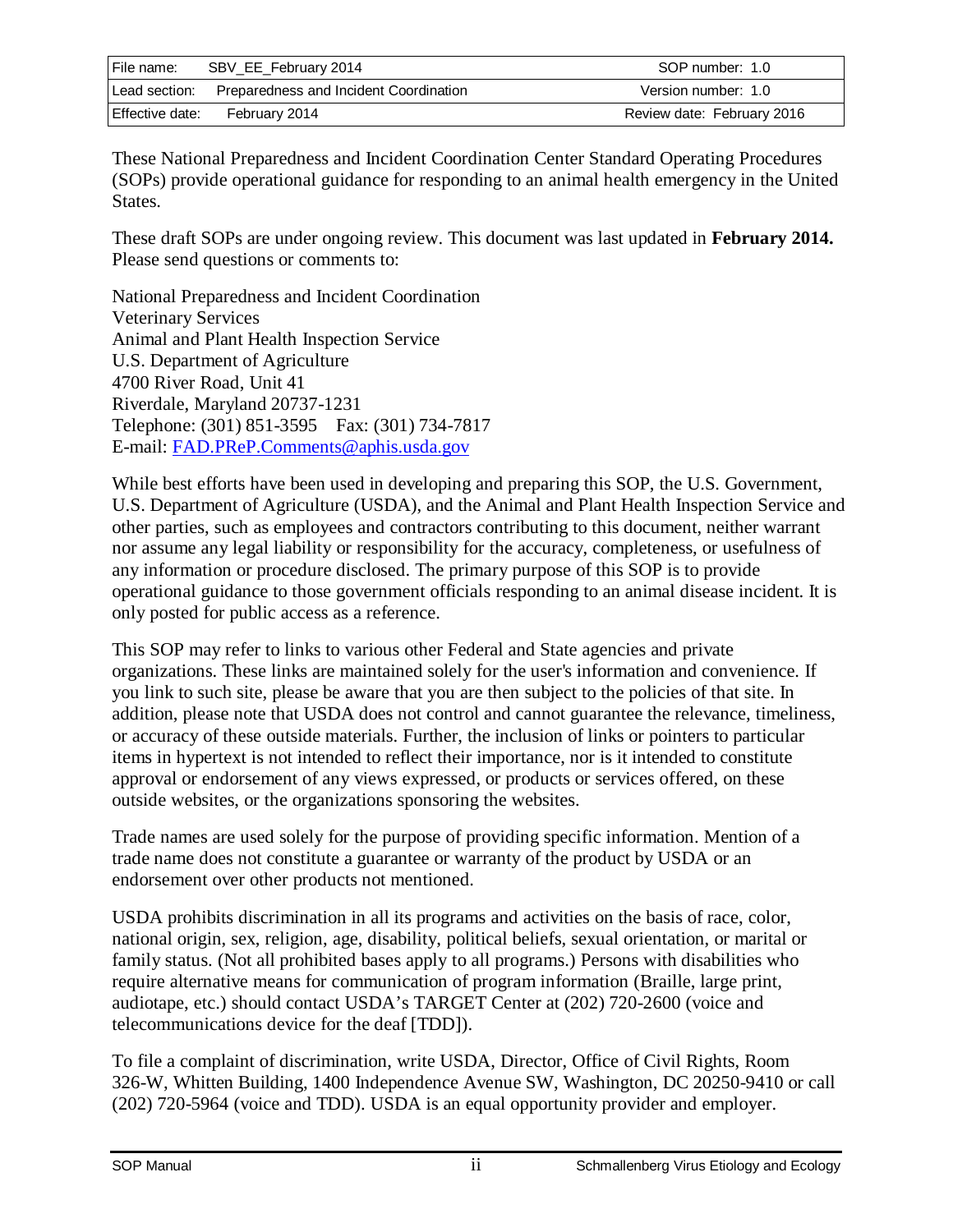These National Preparedness and Incident Coordination Center Standard Operating Procedures (SOPs) provide operational guidance for responding to an animal health emergency in the United States.

These draft SOPs are under ongoing review. This document was last updated in **February 2014.** Please send questions or comments to:

National Preparedness and Incident Coordination
Veterinary Services
Animal and Plant Health Inspection Service
U.S. Department of Agriculture
4700 River Road, Unit 41
Riverdale, Maryland 20737-1231
Telephone: (301) 851-3595    Fax: (301) 734-7817
E-mail: FAD.PReP.Comments@aphis.usda.gov

While best efforts have been used in developing and preparing this SOP, the U.S. Government, U.S. Department of Agriculture (USDA), and the Animal and Plant Health Inspection Service and other parties, such as employees and contractors contributing to this document, neither warrant nor assume any legal liability or responsibility for the accuracy, completeness, or usefulness of any information or procedure disclosed. The primary purpose of this SOP is to provide operational guidance to those government officials responding to an animal disease incident. It is only posted for public access as a reference.

This SOP may refer to links to various other Federal and State agencies and private organizations. These links are maintained solely for the user's information and convenience. If you link to such site, please be aware that you are then subject to the policies of that site. In addition, please note that USDA does not control and cannot guarantee the relevance, timeliness, or accuracy of these outside materials. Further, the inclusion of links or pointers to particular items in hypertext is not intended to reflect their importance, nor is it intended to constitute approval or endorsement of any views expressed, or products or services offered, on these outside websites, or the organizations sponsoring the websites.

Trade names are used solely for the purpose of providing specific information. Mention of a trade name does not constitute a guarantee or warranty of the product by USDA or an endorsement over other products not mentioned.

USDA prohibits discrimination in all its programs and activities on the basis of race, color, national origin, sex, religion, age, disability, political beliefs, sexual orientation, or marital or family status. (Not all prohibited bases apply to all programs.) Persons with disabilities who require alternative means for communication of program information (Braille, large print, audiotape, etc.) should contact USDA's TARGET Center at (202) 720-2600 (voice and telecommunications device for the deaf [TDD]).

To file a complaint of discrimination, write USDA, Director, Office of Civil Rights, Room 326-W, Whitten Building, 1400 Independence Avenue SW, Washington, DC 20250-9410 or call (202) 720-5964 (voice and TDD). USDA is an equal opportunity provider and employer.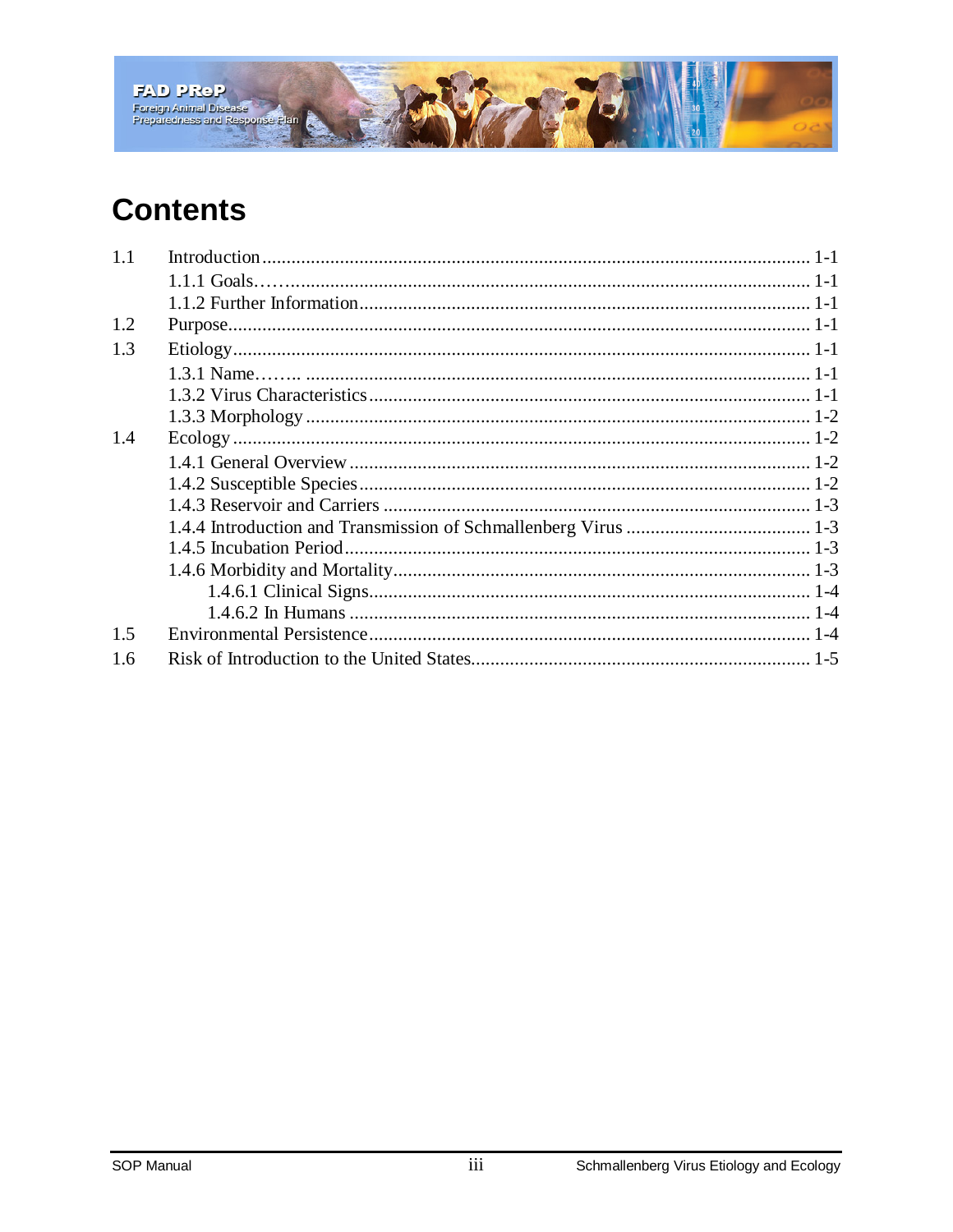# Contents

- 1.1 Introduction ........ 1-1
  - 1.1.1 Goals........ 1-1
  - 1.1.2 Further Information ........ 1-1
- 1.2 Purpose ........ 1-1
- 1.3 Etiology ........ 1-1
  - 1.3.1 Name........ 1-1
  - 1.3.2 Virus Characteristics ........ 1-1
  - 1.3.3 Morphology ........ 1-2
- 1.4 Ecology ........ 1-2
  - 1.4.1 General Overview ........ 1-2
  - 1.4.2 Susceptible Species ........ 1-2
  - 1.4.3 Reservoir and Carriers ........ 1-3
  - 1.4.4 Introduction and Transmission of Schmallenberg Virus ........ 1-3
  - 1.4.5 Incubation Period ........ 1-3
  - 1.4.6 Morbidity and Mortality ........ 1-3
    - 1.4.6.1 Clinical Signs ........ 1-4
    - 1.4.6.2 In Humans ........ 1-4
- 1.5 Environmental Persistence ........ 1-4
- 1.6 Risk of Introduction to the United States ........ 1-5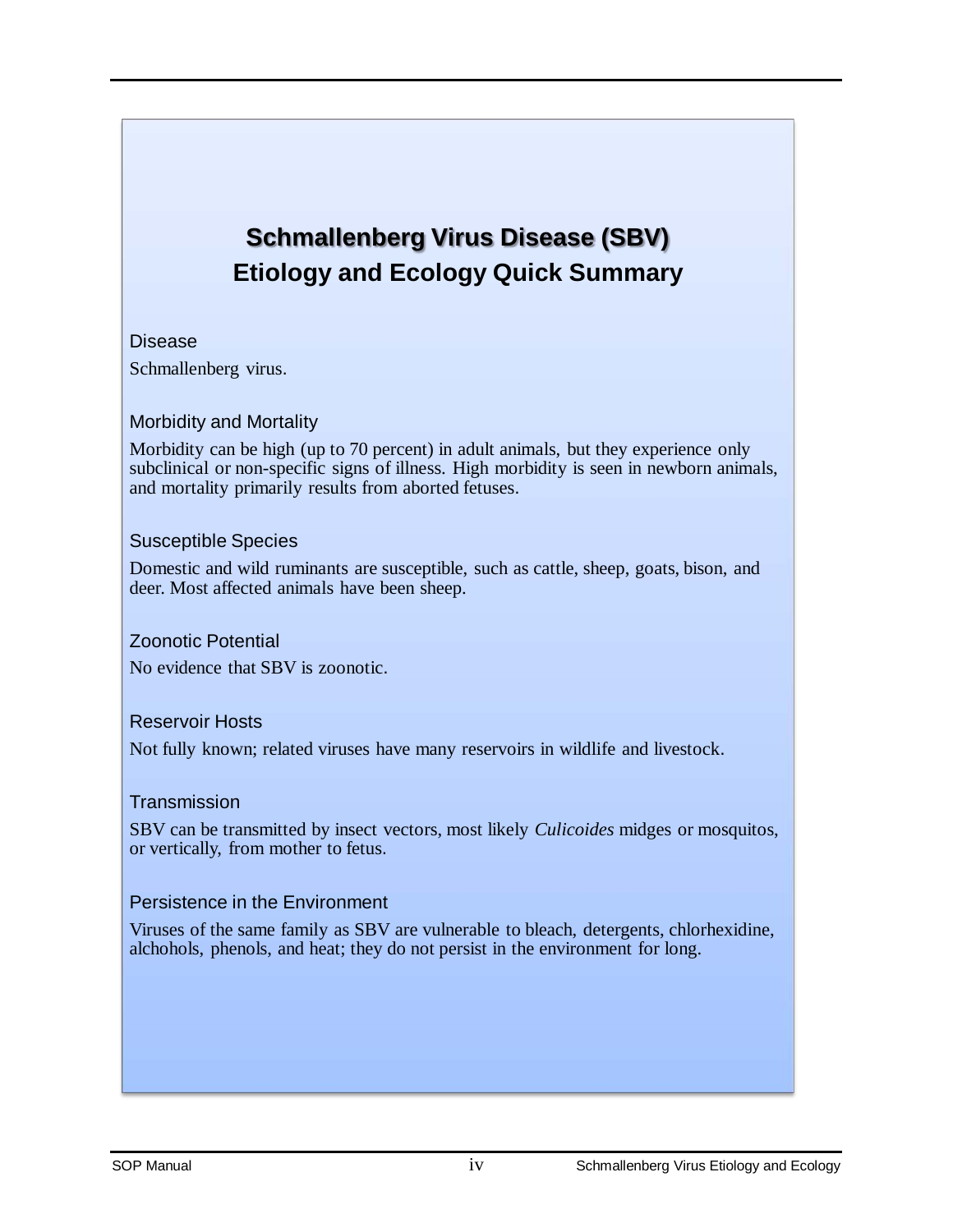# Schmallenberg Virus Disease (SBV)
## Etiology and Ecology Quick Summary

### Disease

Schmallenberg virus.

### Morbidity and Mortality

Morbidity can be high (up to 70 percent) in adult animals, but they experience only subclinical or non-specific signs of illness. High morbidity is seen in newborn animals, and mortality primarily results from aborted fetuses.

### Susceptible Species

Domestic and wild ruminants are susceptible, such as cattle, sheep, goats, bison, and deer. Most affected animals have been sheep.

### Zoonotic Potential

No evidence that SBV is zoonotic.

### Reservoir Hosts

Not fully known; related viruses have many reservoirs in wildlife and livestock.

### Transmission

SBV can be transmitted by insect vectors, most likely *Culicoides* midges or mosquitos, or vertically, from mother to fetus.

### Persistence in the Environment

Viruses of the same family as SBV are vulnerable to bleach, detergents, chlorhexidine, alchohols, phenols, and heat; they do not persist in the environment for long.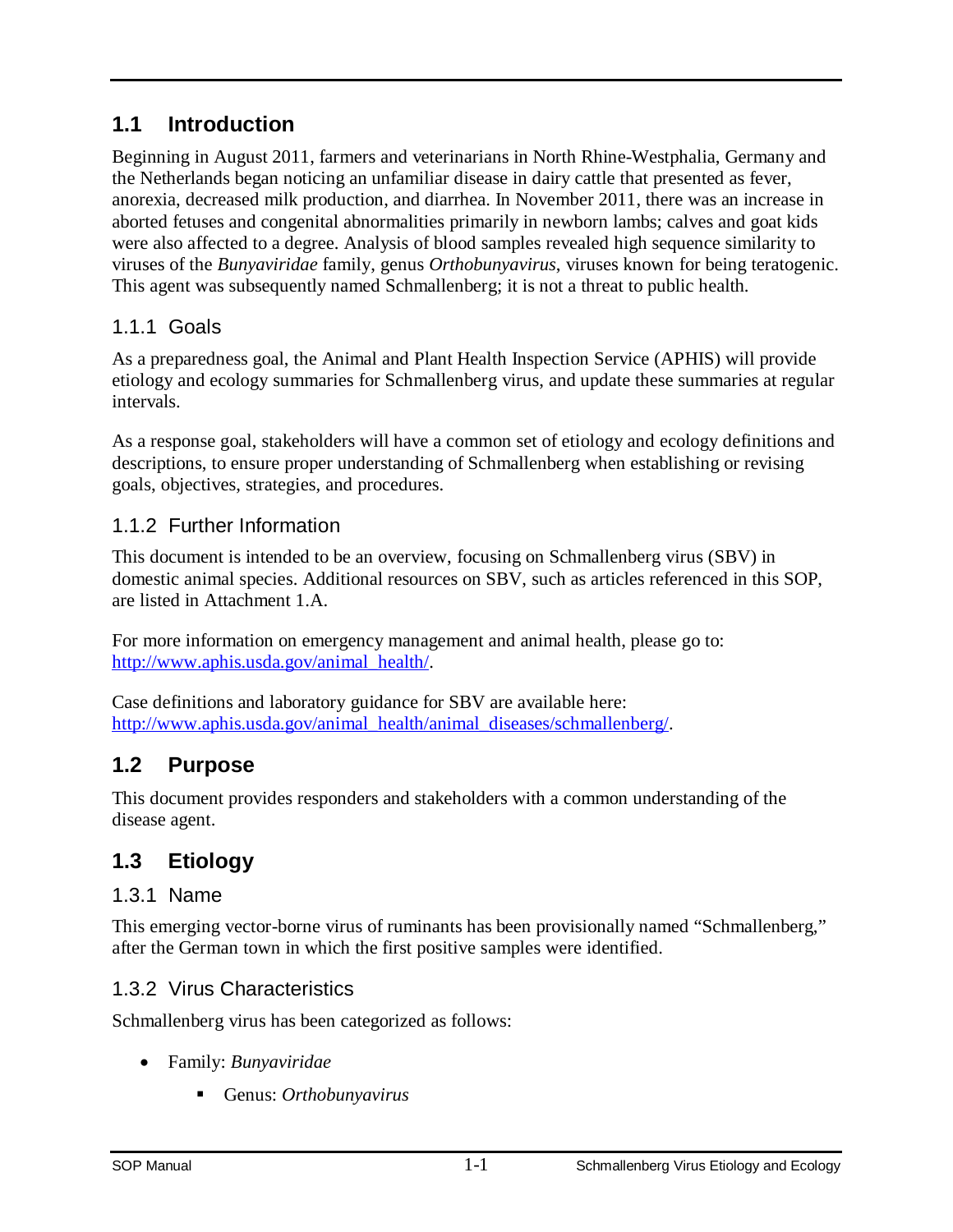## 1.1 Introduction

Beginning in August 2011, farmers and veterinarians in North Rhine-Westphalia, Germany and the Netherlands began noticing an unfamiliar disease in dairy cattle that presented as fever, anorexia, decreased milk production, and diarrhea. In November 2011, there was an increase in aborted fetuses and congenital abnormalities primarily in newborn lambs; calves and goat kids were also affected to a degree. Analysis of blood samples revealed high sequence similarity to viruses of the *Bunyaviridae* family, genus *Orthobunyavirus*, viruses known for being teratogenic. This agent was subsequently named Schmallenberg; it is not a threat to public health.

### 1.1.1 Goals

As a preparedness goal, the Animal and Plant Health Inspection Service (APHIS) will provide etiology and ecology summaries for Schmallenberg virus, and update these summaries at regular intervals.

As a response goal, stakeholders will have a common set of etiology and ecology definitions and descriptions, to ensure proper understanding of Schmallenberg when establishing or revising goals, objectives, strategies, and procedures.

### 1.1.2 Further Information

This document is intended to be an overview, focusing on Schmallenberg virus (SBV) in domestic animal species. Additional resources on SBV, such as articles referenced in this SOP, are listed in Attachment 1.A.

For more information on emergency management and animal health, please go to: [http://www.aphis.usda.gov/animal_health/](http://www.aphis.usda.gov/animal_health/).

Case definitions and laboratory guidance for SBV are available here: [http://www.aphis.usda.gov/animal_health/animal_diseases/schmallenberg/](http://www.aphis.usda.gov/animal_health/animal_diseases/schmallenberg/).

## 1.2 Purpose

This document provides responders and stakeholders with a common understanding of the disease agent.

## 1.3 Etiology

### 1.3.1 Name

This emerging vector-borne virus of ruminants has been provisionally named "Schmallenberg," after the German town in which the first positive samples were identified.

### 1.3.2 Virus Characteristics

Schmallenberg virus has been categorized as follows:

- Family: *Bunyaviridae*
  - Genus: *Orthobunyavirus*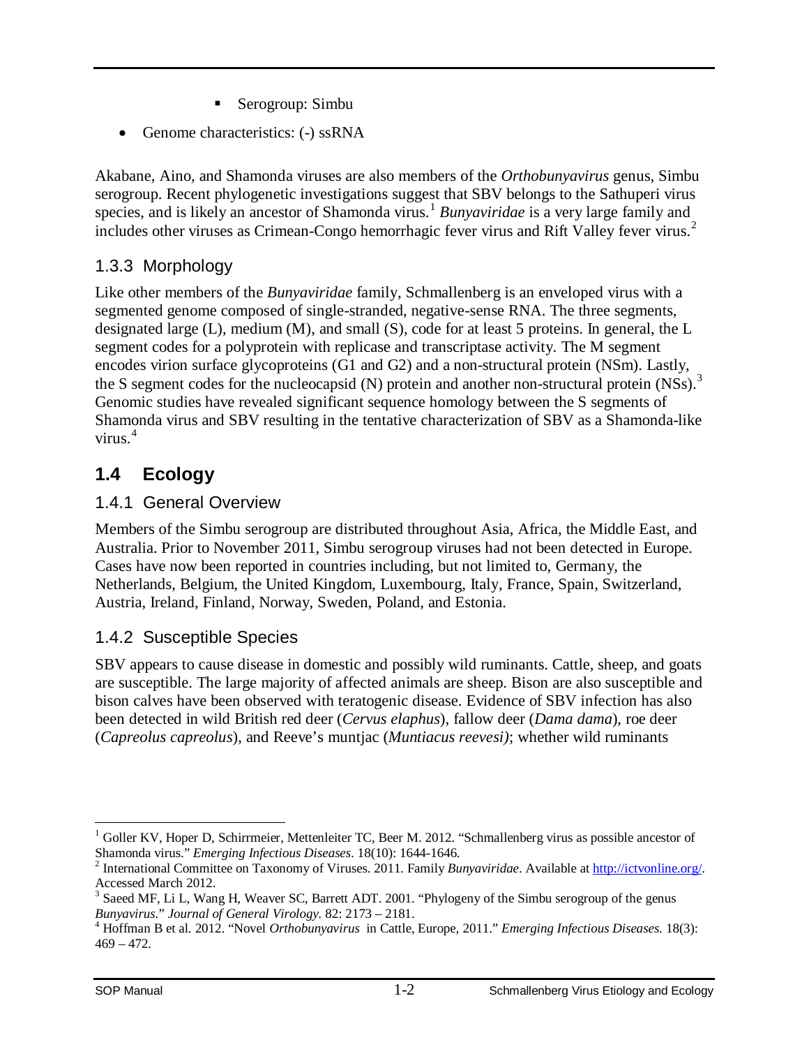- Serogroup: Simbu

- Genome characteristics: (-) ssRNA

Akabane, Aino, and Shamonda viruses are also members of the *Orthobunyavirus* genus, Simbu serogroup. Recent phylogenetic investigations suggest that SBV belongs to the Sathuperi virus species, and is likely an ancestor of Shamonda virus.[1] *Bunyaviridae* is a very large family and includes other viruses as Crimean-Congo hemorrhagic fever virus and Rift Valley fever virus.[2]

### 1.3.3 Morphology

Like other members of the *Bunyaviridae* family, Schmallenberg is an enveloped virus with a segmented genome composed of single-stranded, negative-sense RNA. The three segments, designated large (L), medium (M), and small (S), code for at least 5 proteins. In general, the L segment codes for a polyprotein with replicase and transcriptase activity. The M segment encodes virion surface glycoproteins (G1 and G2) and a non-structural protein (NSm). Lastly, the S segment codes for the nucleocapsid (N) protein and another non-structural protein (NSs).[3] Genomic studies have revealed significant sequence homology between the S segments of Shamonda virus and SBV resulting in the tentative characterization of SBV as a Shamonda-like virus.[4]

## 1.4 Ecology

### 1.4.1 General Overview

Members of the Simbu serogroup are distributed throughout Asia, Africa, the Middle East, and Australia. Prior to November 2011, Simbu serogroup viruses had not been detected in Europe. Cases have now been reported in countries including, but not limited to, Germany, the Netherlands, Belgium, the United Kingdom, Luxembourg, Italy, France, Spain, Switzerland, Austria, Ireland, Finland, Norway, Sweden, Poland, and Estonia.

### 1.4.2 Susceptible Species

SBV appears to cause disease in domestic and possibly wild ruminants. Cattle, sheep, and goats are susceptible. The large majority of affected animals are sheep. Bison are also susceptible and bison calves have been observed with teratogenic disease. Evidence of SBV infection has also been detected in wild British red deer (*Cervus elaphus*), fallow deer (*Dama dama*), roe deer (*Capreolus capreolus*), and Reeve's muntjac (*Muntiacus reevesi)*; whether wild ruminants

---

[1] Goller KV, Hoper D, Schirrmeier, Mettenleiter TC, Beer M. 2012. "Schmallenberg virus as possible ancestor of Shamonda virus." *Emerging Infectious Diseases*. 18(10): 1644-1646.

[2] International Committee on Taxonomy of Viruses. 2011. Family *Bunyaviridae*. Available at http://ictvonline.org/. Accessed March 2012.

[3] Saeed MF, Li L, Wang H, Weaver SC, Barrett ADT. 2001. "Phylogeny of the Simbu serogroup of the genus *Bunyavirus*." *Journal of General Virology*. 82: 2173 – 2181.

[4] Hoffman B et al. 2012. "Novel *Orthobunyavirus* in Cattle, Europe, 2011." *Emerging Infectious Diseases*. 18(3): 469 – 472.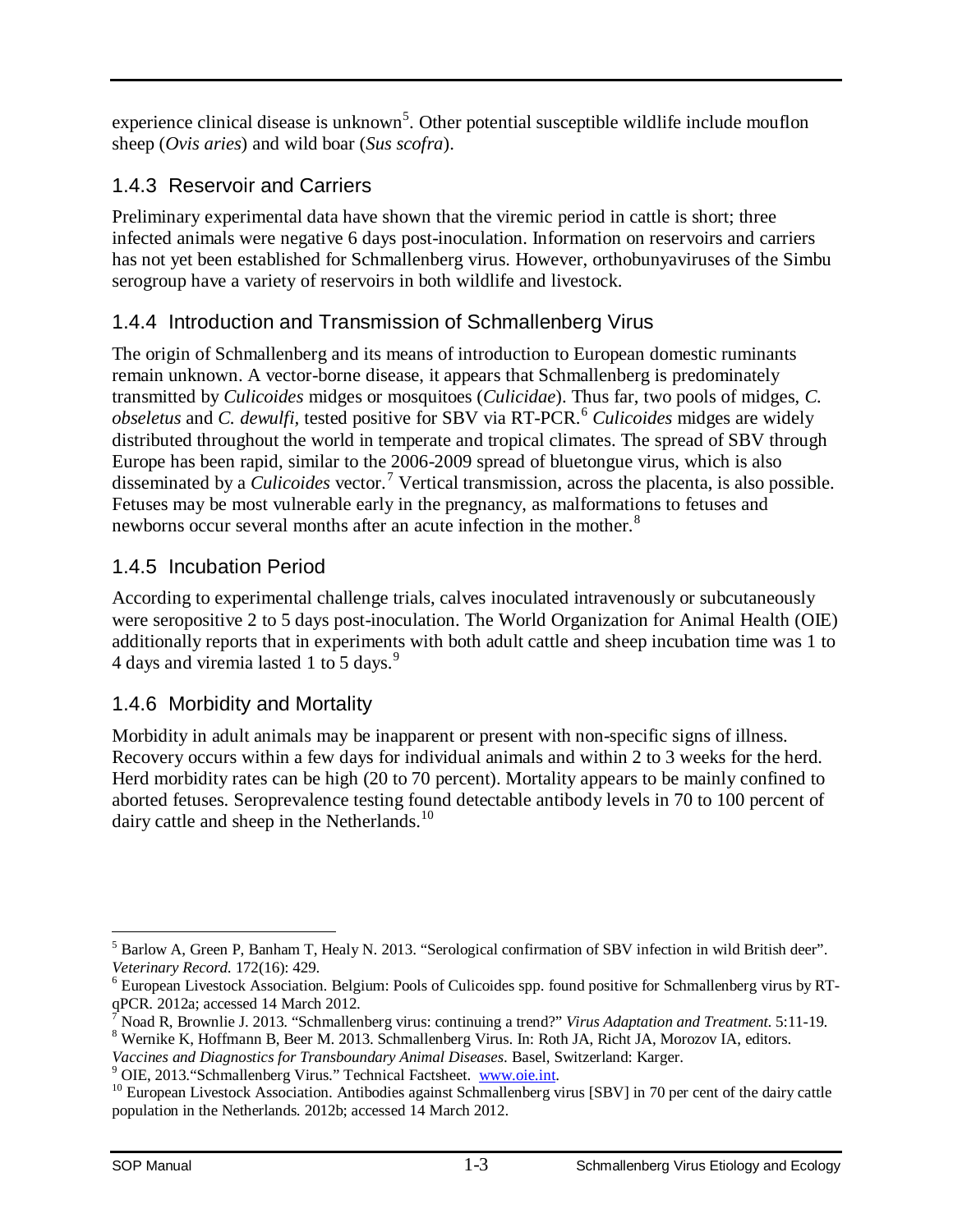experience clinical disease is unknown[5]. Other potential susceptible wildlife include mouflon sheep (*Ovis aries*) and wild boar (*Sus scofra*).

### 1.4.3 Reservoir and Carriers

Preliminary experimental data have shown that the viremic period in cattle is short; three infected animals were negative 6 days post-inoculation. Information on reservoirs and carriers has not yet been established for Schmallenberg virus. However, orthobunyaviruses of the Simbu serogroup have a variety of reservoirs in both wildlife and livestock.

### 1.4.4 Introduction and Transmission of Schmallenberg Virus

The origin of Schmallenberg and its means of introduction to European domestic ruminants remain unknown. A vector-borne disease, it appears that Schmallenberg is predominately transmitted by *Culicoides* midges or mosquitoes (*Culicidae*). Thus far, two pools of midges, *C. obseletus* and *C. dewulfi*, tested positive for SBV via RT-PCR.[6] *Culicoides* midges are widely distributed throughout the world in temperate and tropical climates. The spread of SBV through Europe has been rapid, similar to the 2006-2009 spread of bluetongue virus, which is also disseminated by a *Culicoides* vector.[7] Vertical transmission, across the placenta, is also possible. Fetuses may be most vulnerable early in the pregnancy, as malformations to fetuses and newborns occur several months after an acute infection in the mother.[8]

### 1.4.5 Incubation Period

According to experimental challenge trials, calves inoculated intravenously or subcutaneously were seropositive 2 to 5 days post-inoculation. The World Organization for Animal Health (OIE) additionally reports that in experiments with both adult cattle and sheep incubation time was 1 to 4 days and viremia lasted 1 to 5 days.[9]

### 1.4.6 Morbidity and Mortality

Morbidity in adult animals may be inapparent or present with non-specific signs of illness. Recovery occurs within a few days for individual animals and within 2 to 3 weeks for the herd. Herd morbidity rates can be high (20 to 70 percent). Mortality appears to be mainly confined to aborted fetuses. Seroprevalence testing found detectable antibody levels in 70 to 100 percent of dairy cattle and sheep in the Netherlands.[10]

---

[5] Barlow A, Green P, Banham T, Healy N. 2013. "Serological confirmation of SBV infection in wild British deer". *Veterinary Record*. 172(16): 429.

[6] European Livestock Association. Belgium: Pools of Culicoides spp. found positive for Schmallenberg virus by RT-qPCR. 2012a; accessed 14 March 2012.

[7] Noad R, Brownlie J. 2013. "Schmallenberg virus: continuing a trend?" *Virus Adaptation and Treatment*. 5:11-19.

[8] Wernike K, Hoffmann B, Beer M. 2013. Schmallenberg Virus. In: Roth JA, Richt JA, Morozov IA, editors. *Vaccines and Diagnostics for Transboundary Animal Diseases*. Basel, Switzerland: Karger.

[9] OIE, 2013."Schmallenberg Virus." Technical Factsheet. www.oie.int.

[10] European Livestock Association. Antibodies against Schmallenberg virus [SBV] in 70 per cent of the dairy cattle population in the Netherlands. 2012b; accessed 14 March 2012.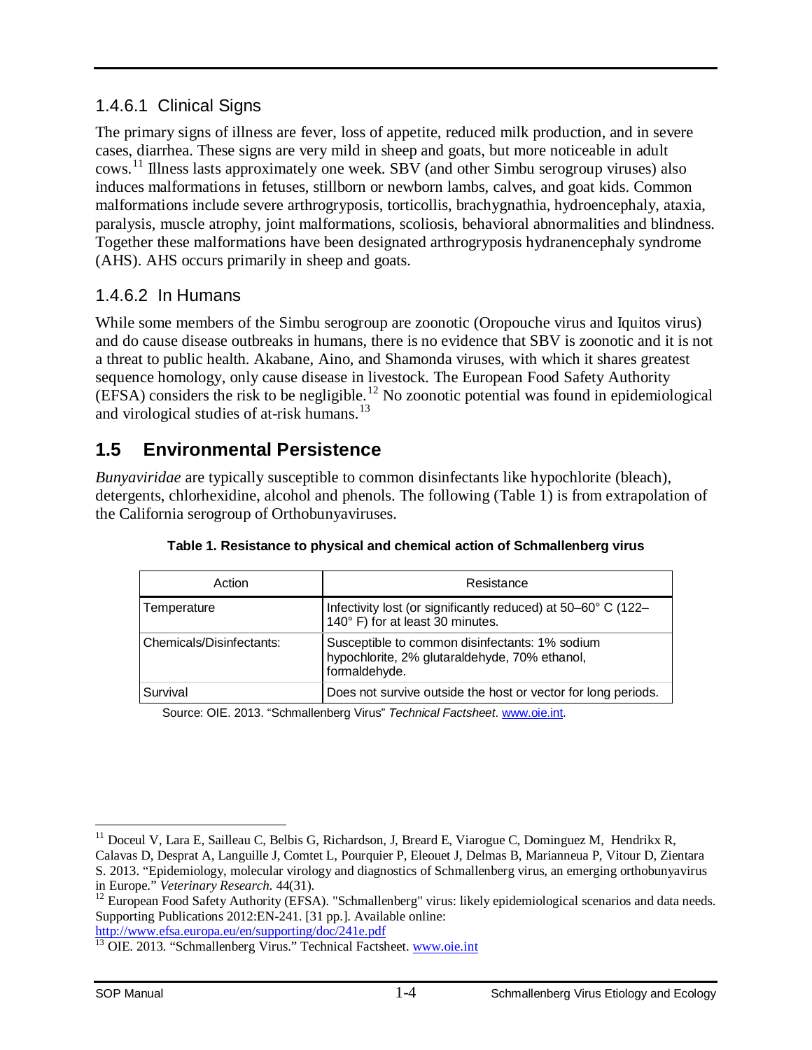#### 1.4.6.1 Clinical Signs

The primary signs of illness are fever, loss of appetite, reduced milk production, and in severe cases, diarrhea. These signs are very mild in sheep and goats, but more noticeable in adult cows.[11] Illness lasts approximately one week. SBV (and other Simbu serogroup viruses) also induces malformations in fetuses, stillborn or newborn lambs, calves, and goat kids. Common malformations include severe arthrogryposis, torticollis, brachygnathia, hydroencephaly, ataxia, paralysis, muscle atrophy, joint malformations, scoliosis, behavioral abnormalities and blindness. Together these malformations have been designated arthrogryposis hydranencephaly syndrome (AHS). AHS occurs primarily in sheep and goats.

#### 1.4.6.2 In Humans

While some members of the Simbu serogroup are zoonotic (Oropouche virus and Iquitos virus) and do cause disease outbreaks in humans, there is no evidence that SBV is zoonotic and it is not a threat to public health. Akabane, Aino, and Shamonda viruses, with which it shares greatest sequence homology, only cause disease in livestock. The European Food Safety Authority (EFSA) considers the risk to be negligible.[12] No zoonotic potential was found in epidemiological and virological studies of at-risk humans.[13]

## 1.5 Environmental Persistence

*Bunyaviridae* are typically susceptible to common disinfectants like hypochlorite (bleach), detergents, chlorhexidine, alcohol and phenols. The following (Table 1) is from extrapolation of the California serogroup of Orthobunyaviruses.

**Table 1. Resistance to physical and chemical action of Schmallenberg virus**

| Action | Resistance |
|---|---|
| Temperature | Infectivity lost (or significantly reduced) at 50–60° C (122–140° F) for at least 30 minutes. |
| Chemicals/Disinfectants: | Susceptible to common disinfectants: 1% sodium hypochlorite, 2% glutaraldehyde, 70% ethanol, formaldehyde. |
| Survival | Does not survive outside the host or vector for long periods. |

Source: OIE. 2013. "Schmallenberg Virus" *Technical Factsheet*. www.oie.int.

---

[11] Doceul V, Lara E, Sailleau C, Belbis G, Richardson, J, Breard E, Viarogue C, Dominguez M, Hendrikx R, Calavas D, Desprat A, Languille J, Comtet L, Pourquier P, Eleouet J, Delmas B, Marianneua P, Vitour D, Zientara S. 2013. "Epidemiology, molecular virology and diagnostics of Schmallenberg virus, an emerging orthobunyavirus in Europe." *Veterinary Research*. 44(31).

[12] European Food Safety Authority (EFSA). "Schmallenberg" virus: likely epidemiological scenarios and data needs. Supporting Publications 2012:EN-241. [31 pp.]. Available online: http://www.efsa.europa.eu/en/supporting/doc/241e.pdf

[13] OIE. 2013. "Schmallenberg Virus." Technical Factsheet. www.oie.int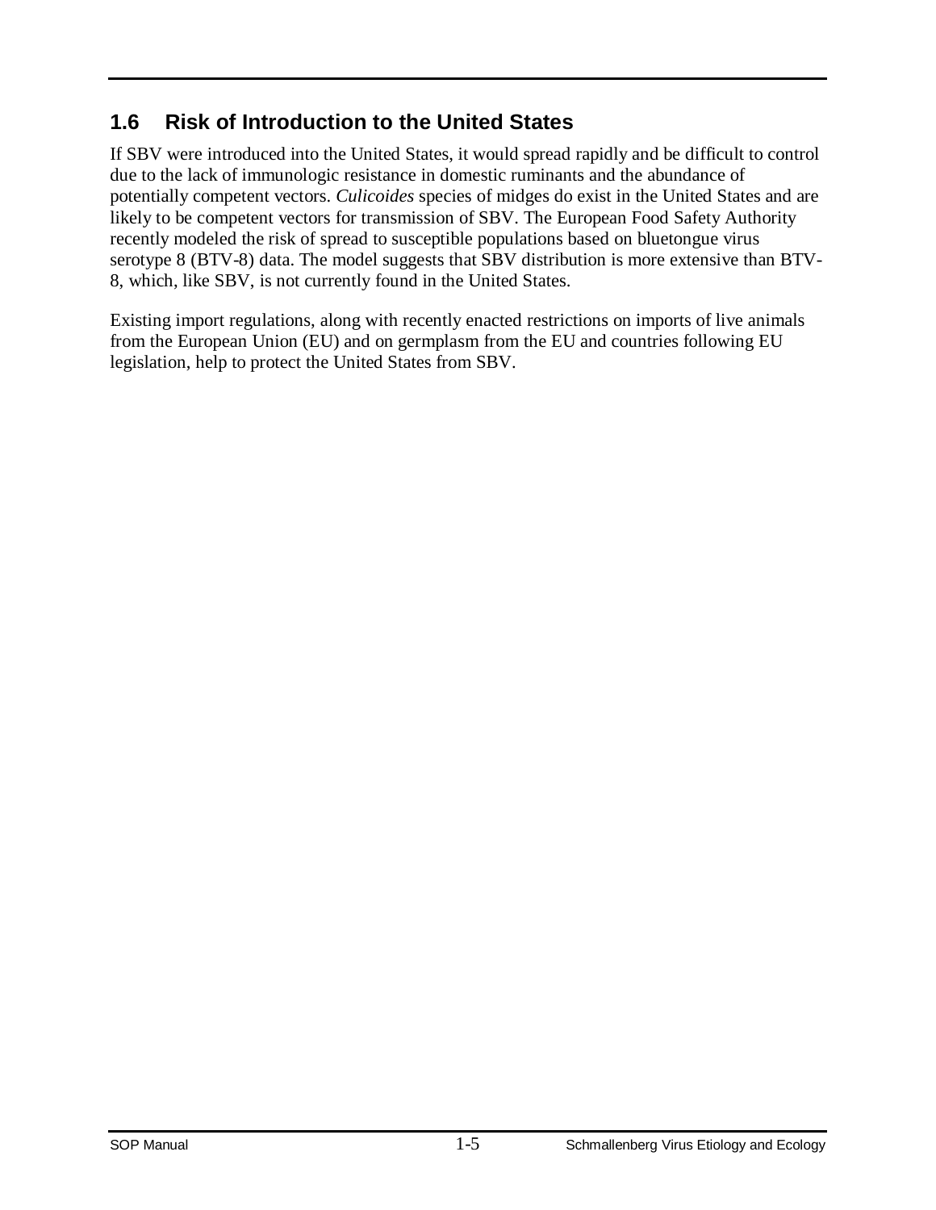## 1.6 Risk of Introduction to the United States

If SBV were introduced into the United States, it would spread rapidly and be difficult to control due to the lack of immunologic resistance in domestic ruminants and the abundance of potentially competent vectors. *Culicoides* species of midges do exist in the United States and are likely to be competent vectors for transmission of SBV. The European Food Safety Authority recently modeled the risk of spread to susceptible populations based on bluetongue virus serotype 8 (BTV-8) data. The model suggests that SBV distribution is more extensive than BTV-8, which, like SBV, is not currently found in the United States.

Existing import regulations, along with recently enacted restrictions on imports of live animals from the European Union (EU) and on germplasm from the EU and countries following EU legislation, help to protect the United States from SBV.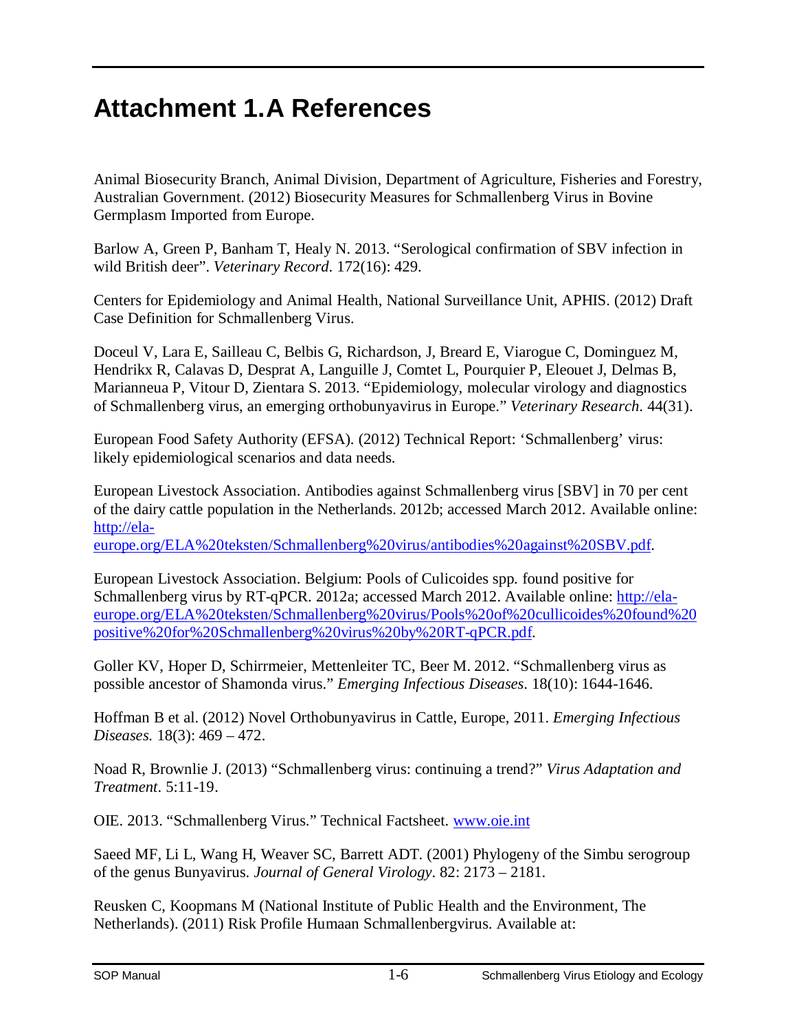# Attachment 1.A References

Animal Biosecurity Branch, Animal Division, Department of Agriculture, Fisheries and Forestry, Australian Government. (2012) Biosecurity Measures for Schmallenberg Virus in Bovine Germplasm Imported from Europe.

Barlow A, Green P, Banham T, Healy N. 2013. "Serological confirmation of SBV infection in wild British deer". *Veterinary Record*. 172(16): 429.

Centers for Epidemiology and Animal Health, National Surveillance Unit, APHIS. (2012) Draft Case Definition for Schmallenberg Virus.

Doceul V, Lara E, Sailleau C, Belbis G, Richardson, J, Breard E, Viarogue C, Dominguez M, Hendrikx R, Calavas D, Desprat A, Languille J, Comtet L, Pourquier P, Eleouet J, Delmas B, Marianneua P, Vitour D, Zientara S. 2013. "Epidemiology, molecular virology and diagnostics of Schmallenberg virus, an emerging orthobunyavirus in Europe." *Veterinary Research*. 44(31).

European Food Safety Authority (EFSA). (2012) Technical Report: 'Schmallenberg' virus: likely epidemiological scenarios and data needs.

European Livestock Association. Antibodies against Schmallenberg virus [SBV] in 70 per cent of the dairy cattle population in the Netherlands. 2012b; accessed March 2012. Available online: [http://ela-europe.org/ELA%20teksten/Schmallenberg%20virus/antibodies%20against%20SBV.pdf](http://ela-europe.org/ELA%20teksten/Schmallenberg%20virus/antibodies%20against%20SBV.pdf).

European Livestock Association. Belgium: Pools of Culicoides spp. found positive for Schmallenberg virus by RT-qPCR. 2012a; accessed March 2012. Available online: [http://ela-europe.org/ELA%20teksten/Schmallenberg%20virus/Pools%20of%20cullicoides%20found%20positive%20for%20Schmallenberg%20virus%20by%20RT-qPCR.pdf](http://ela-europe.org/ELA%20teksten/Schmallenberg%20virus/Pools%20of%20cullicoides%20found%20positive%20for%20Schmallenberg%20virus%20by%20RT-qPCR.pdf).

Goller KV, Hoper D, Schirrmeier, Mettenleiter TC, Beer M. 2012. "Schmallenberg virus as possible ancestor of Shamonda virus." *Emerging Infectious Diseases*. 18(10): 1644-1646.

Hoffman B et al. (2012) Novel Orthobunyavirus in Cattle, Europe, 2011. *Emerging Infectious Diseases.* 18(3): 469 – 472.

Noad R, Brownlie J. (2013) "Schmallenberg virus: continuing a trend?" *Virus Adaptation and Treatment*. 5:11-19.

OIE. 2013. "Schmallenberg Virus." Technical Factsheet. [www.oie.int](http://www.oie.int)

Saeed MF, Li L, Wang H, Weaver SC, Barrett ADT. (2001) Phylogeny of the Simbu serogroup of the genus Bunyavirus. *Journal of General Virology*. 82: 2173 – 2181.

Reusken C, Koopmans M (National Institute of Public Health and the Environment, The Netherlands). (2011) Risk Profile Humaan Schmallenbergvirus. Available at: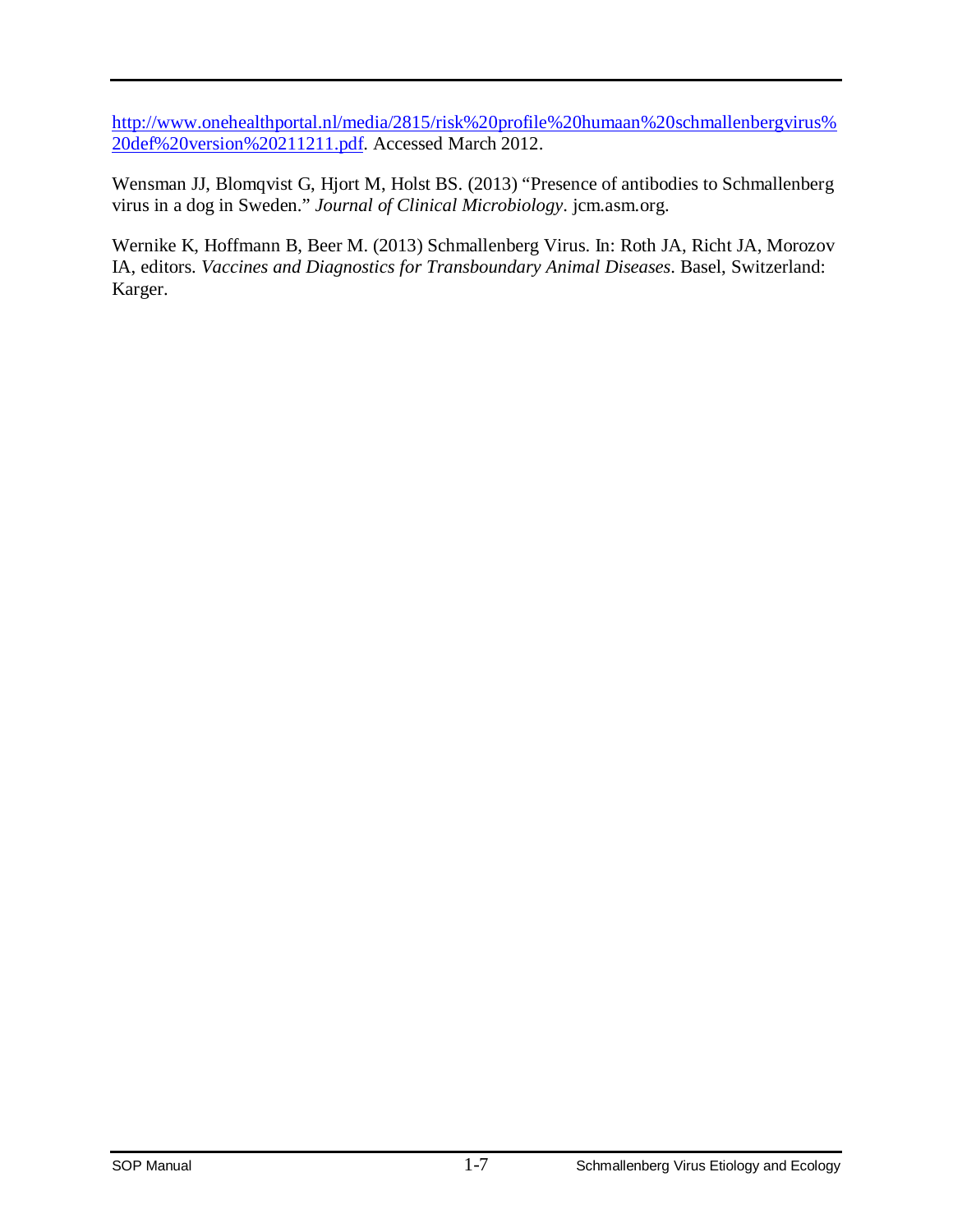http://www.onehealthportal.nl/media/2815/risk%20profile%20humaan%20schmallenbergvirus%20def%20version%20211211.pdf. Accessed March 2012.

Wensman JJ, Blomqvist G, Hjort M, Holst BS. (2013) "Presence of antibodies to Schmallenberg virus in a dog in Sweden." *Journal of Clinical Microbiology*. jcm.asm.org.

Wernike K, Hoffmann B, Beer M. (2013) Schmallenberg Virus. In: Roth JA, Richt JA, Morozov IA, editors. *Vaccines and Diagnostics for Transboundary Animal Diseases*. Basel, Switzerland: Karger.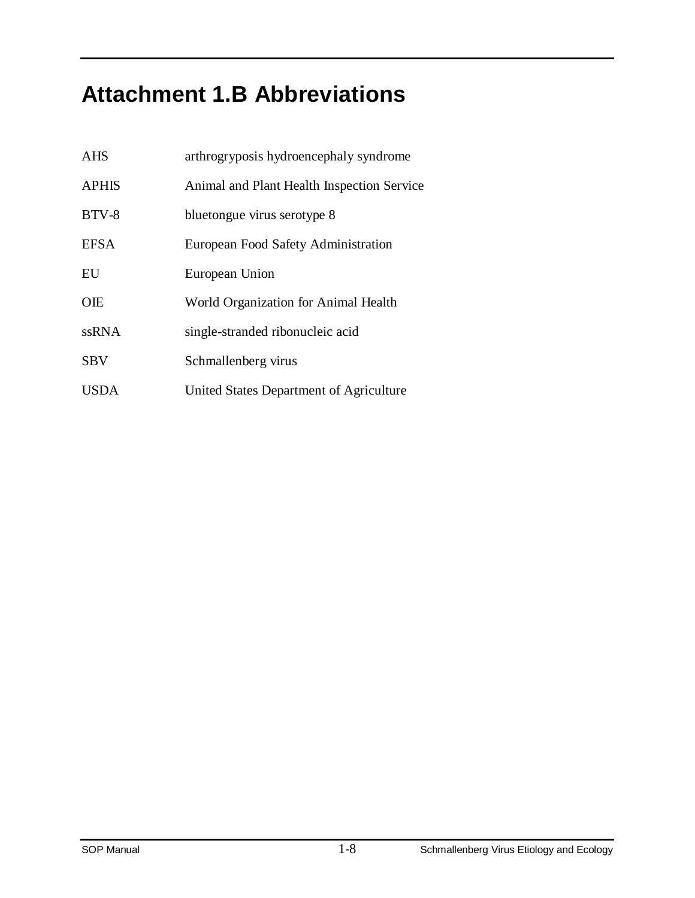# Attachment 1.B Abbreviations

| | |
|---|---|
| AHS | arthrogryposis hydroencephaly syndrome |
| APHIS | Animal and Plant Health Inspection Service |
| BTV-8 | bluetongue virus serotype 8 |
| EFSA | European Food Safety Administration |
| EU | European Union |
| OIE | World Organization for Animal Health |
| ssRNA | single-stranded ribonucleic acid |
| SBV | Schmallenberg virus |
| USDA | United States Department of Agriculture |